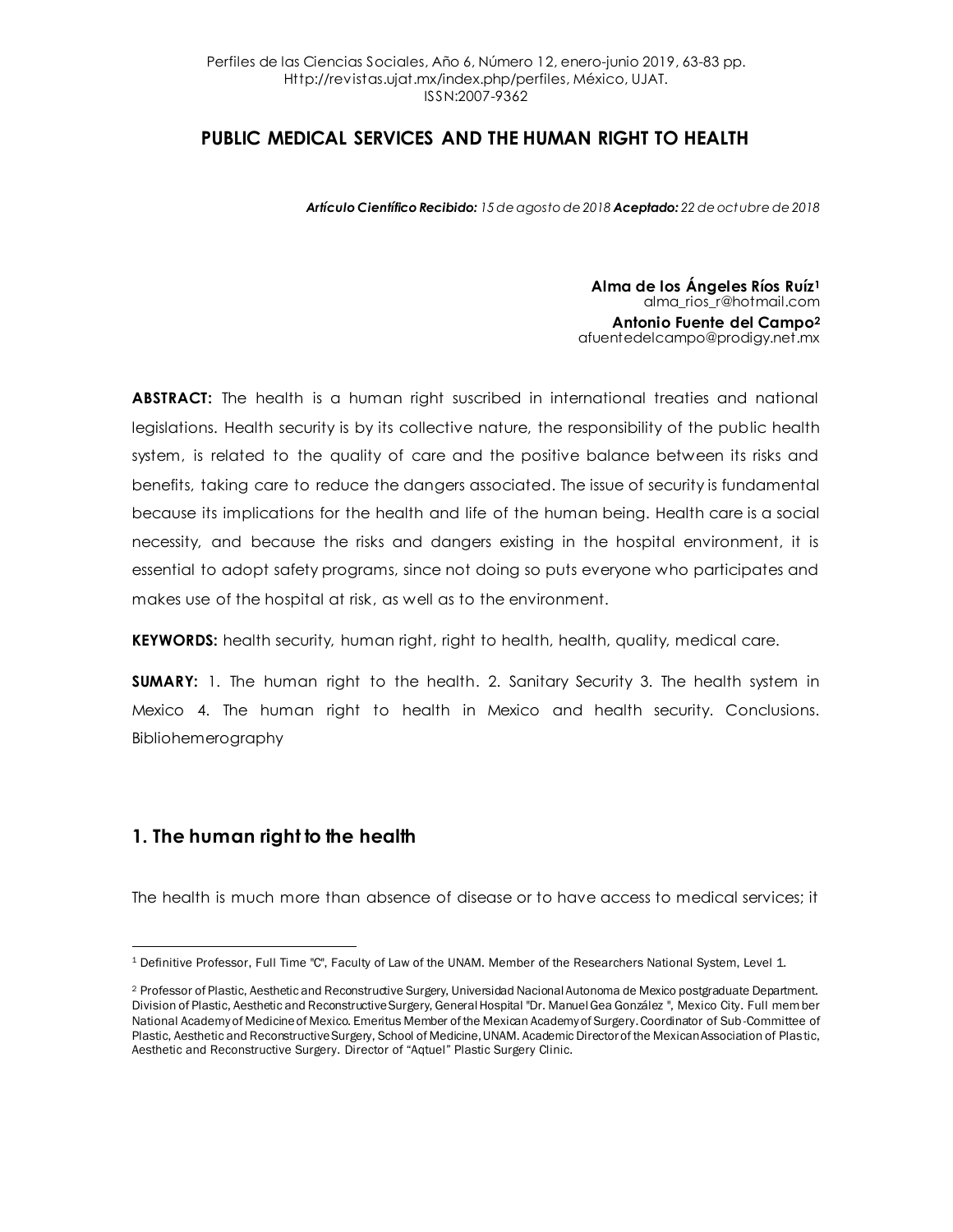# PUBLIC MEDICAL SERVICES AND THE HUMAN RIGHT TO HEALTH

***Artículo Científico Recibido:** 15 de agosto de 2018* ***Aceptado:** 22 de octubre de 2018*

**Alma de los Ángeles Ríos Ruíz**[1]
alma_rios_r@hotmail.com

**Antonio Fuente del Campo**[2]
afuentedelcampo@prodigy.net.mx

**ABSTRACT:** The health is a human right suscribed in international treaties and national legislations. Health security is by its collective nature, the responsibility of the public health system, is related to the quality of care and the positive balance between its risks and benefits, taking care to reduce the dangers associated. The issue of security is fundamental because its implications for the health and life of the human being. Health care is a social necessity, and because the risks and dangers existing in the hospital environment, it is essential to adopt safety programs, since not doing so puts everyone who participates and makes use of the hospital at risk, as well as to the environment.

**KEYWORDS:** health security, human right, right to health, health, quality, medical care.

**SUMARY:** 1. The human right to the health. 2. Sanitary Security 3. The health system in Mexico 4. The human right to health in Mexico and health security. Conclusions. Bibliohemerography

## 1. The human right to the health

The health is much more than absence of disease or to have access to medical services; it

---

[1] Definitive Professor, Full Time "C", Faculty of Law of the UNAM. Member of the Researchers National System, Level 1.

[2] Professor of Plastic, Aesthetic and Reconstructive Surgery, Universidad Nacional Autonoma de Mexico postgraduate Department. Division of Plastic, Aesthetic and Reconstructive Surgery, General Hospital "Dr. Manuel Gea González ", Mexico City. Full member National Academy of Medicine of Mexico. Emeritus Member of the Mexican Academy of Surgery. Coordinator of Sub-Committee of Plastic, Aesthetic and Reconstructive Surgery, School of Medicine, UNAM. Academic Director of the Mexican Association of Plastic, Aesthetic and Reconstructive Surgery. Director of "Aqtuel" Plastic Surgery Clinic.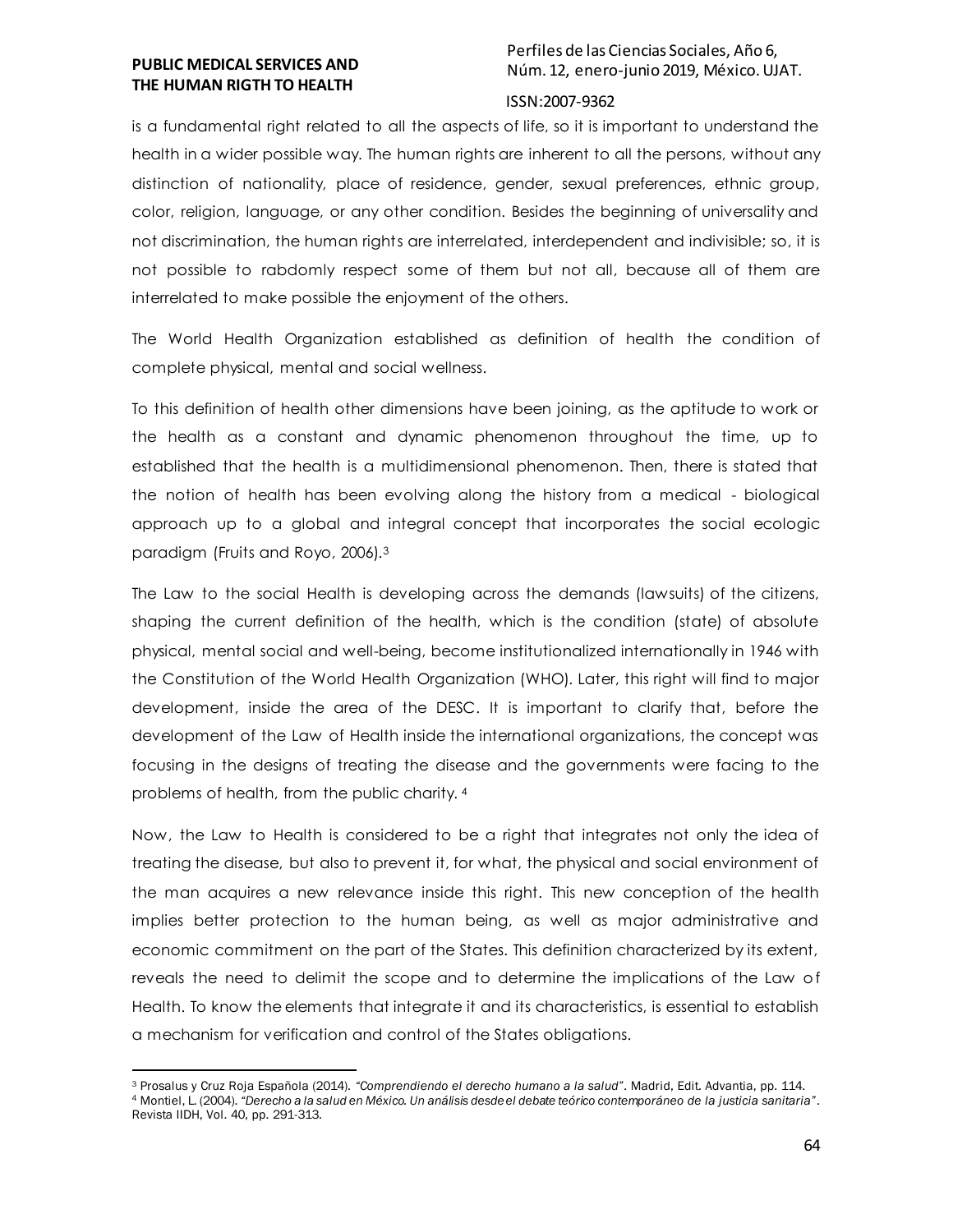is a fundamental right related to all the aspects of life, so it is important to understand the health in a wider possible way. The human rights are inherent to all the persons, without any distinction of nationality, place of residence, gender, sexual preferences, ethnic group, color, religion, language, or any other condition. Besides the beginning of universality and not discrimination, the human rights are interrelated, interdependent and indivisible; so, it is not possible to rabdomly respect some of them but not all, because all of them are interrelated to make possible the enjoyment of the others.

The World Health Organization established as definition of health the condition of complete physical, mental and social wellness.

To this definition of health other dimensions have been joining, as the aptitude to work or the health as a constant and dynamic phenomenon throughout the time, up to established that the health is a multidimensional phenomenon. Then, there is stated that the notion of health has been evolving along the history from a medical - biological approach up to a global and integral concept that incorporates the social ecologic paradigm (Fruits and Royo, 2006).[3]

The Law to the social Health is developing across the demands (lawsuits) of the citizens, shaping the current definition of the health, which is the condition (state) of absolute physical, mental social and well-being, become institutionalized internationally in 1946 with the Constitution of the World Health Organization (WHO). Later, this right will find to major development, inside the area of the DESC. It is important to clarify that, before the development of the Law of Health inside the international organizations, the concept was focusing in the designs of treating the disease and the governments were facing to the problems of health, from the public charity. [4]

Now, the Law to Health is considered to be a right that integrates not only the idea of treating the disease, but also to prevent it, for what, the physical and social environment of the man acquires a new relevance inside this right. This new conception of the health implies better protection to the human being, as well as major administrative and economic commitment on the part of the States. This definition characterized by its extent, reveals the need to delimit the scope and to determine the implications of the Law of Health. To know the elements that integrate it and its characteristics, is essential to establish a mechanism for verification and control of the States obligations.

---

[3] Prosalus y Cruz Roja Española (2014). *"Comprendiendo el derecho humano a la salud"*. Madrid, Edit. Advantia, pp. 114.

[4] Montiel, L. (2004). *"Derecho a la salud en México. Un análisis desde el debate teórico contemporáneo de la justicia sanitaria"*. Revista IIDH, Vol. 40, pp. 291-313.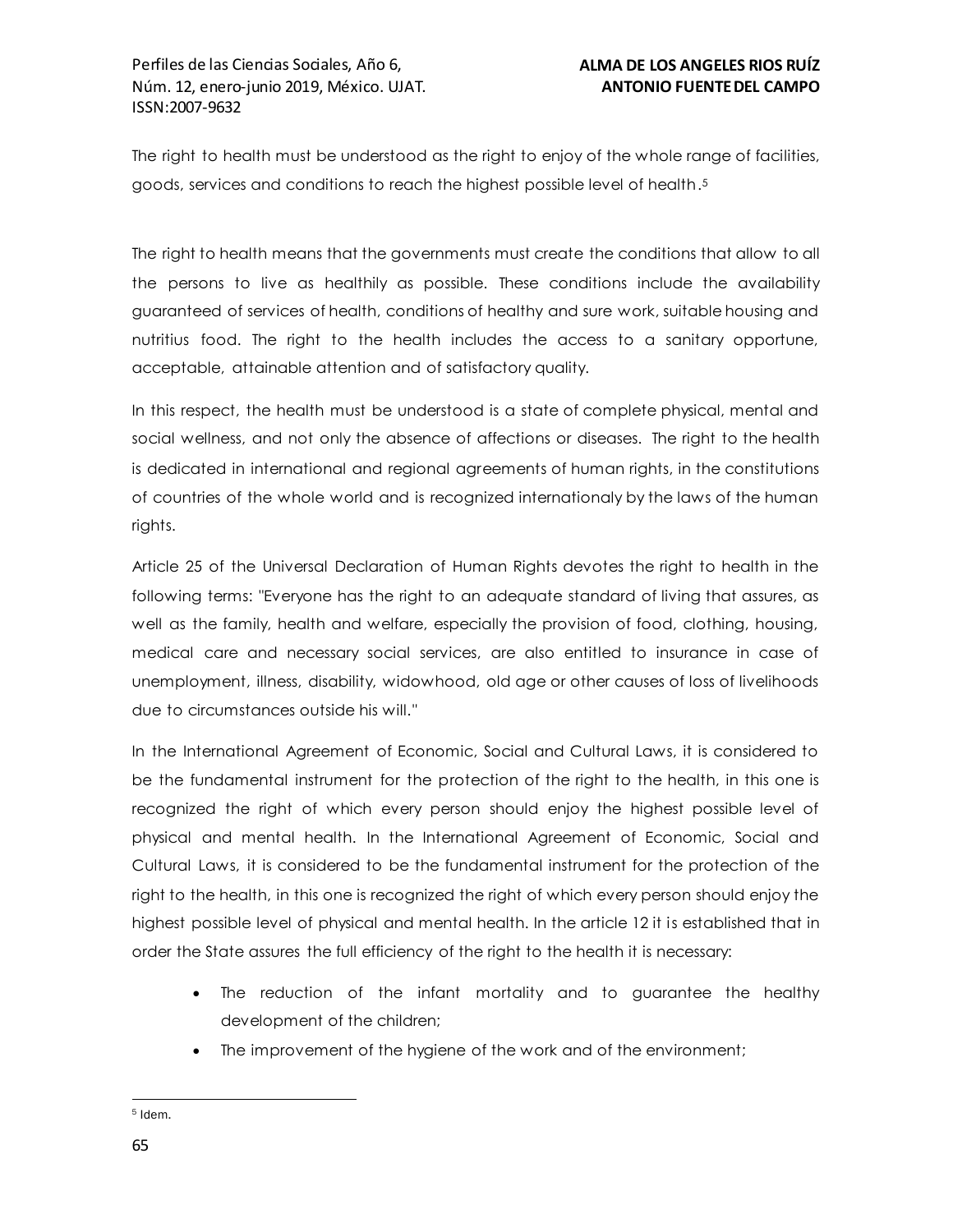The right to health must be understood as the right to enjoy of the whole range of facilities, goods, services and conditions to reach the highest possible level of health.[5]

The right to health means that the governments must create the conditions that allow to all the persons to live as healthily as possible. These conditions include the availability guaranteed of services of health, conditions of healthy and sure work, suitable housing and nutritius food. The right to the health includes the access to a sanitary opportune, acceptable, attainable attention and of satisfactory quality.

In this respect, the health must be understood is a state of complete physical, mental and social wellness, and not only the absence of affections or diseases. The right to the health is dedicated in international and regional agreements of human rights, in the constitutions of countries of the whole world and is recognized internationaly by the laws of the human rights.

Article 25 of the Universal Declaration of Human Rights devotes the right to health in the following terms: "Everyone has the right to an adequate standard of living that assures, as well as the family, health and welfare, especially the provision of food, clothing, housing, medical care and necessary social services, are also entitled to insurance in case of unemployment, illness, disability, widowhood, old age or other causes of loss of livelihoods due to circumstances outside his will."

In the International Agreement of Economic, Social and Cultural Laws, it is considered to be the fundamental instrument for the protection of the right to the health, in this one is recognized the right of which every person should enjoy the highest possible level of physical and mental health. In the International Agreement of Economic, Social and Cultural Laws, it is considered to be the fundamental instrument for the protection of the right to the health, in this one is recognized the right of which every person should enjoy the highest possible level of physical and mental health. In the article 12 it is established that in order the State assures the full efficiency of the right to the health it is necessary:

- The reduction of the infant mortality and to guarantee the healthy development of the children;
- The improvement of the hygiene of the work and of the environment;

[5] Idem.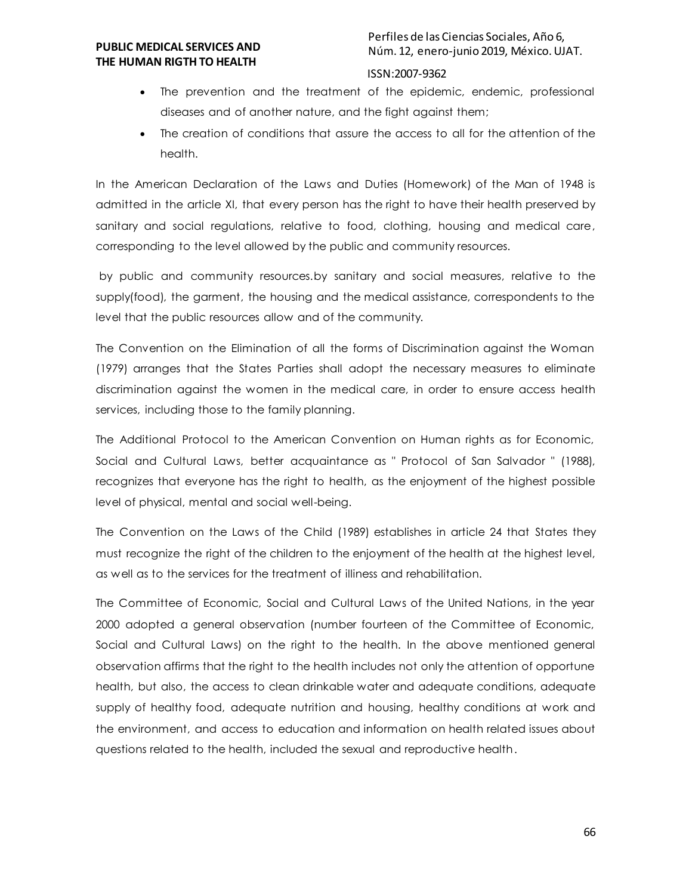- The prevention and the treatment of the epidemic, endemic, professional diseases and of another nature, and the fight against them;
- The creation of conditions that assure the access to all for the attention of the health.

In the American Declaration of the Laws and Duties (Homework) of the Man of 1948 is admitted in the article XI, that every person has the right to have their health preserved by sanitary and social regulations, relative to food, clothing, housing and medical care, corresponding to the level allowed by the public and community resources.

by public and community resources.by sanitary and social measures, relative to the supply(food), the garment, the housing and the medical assistance, correspondents to the level that the public resources allow and of the community.

The Convention on the Elimination of all the forms of Discrimination against the Woman (1979) arranges that the States Parties shall adopt the necessary measures to eliminate discrimination against the women in the medical care, in order to ensure access health services, including those to the family planning.

The Additional Protocol to the American Convention on Human rights as for Economic, Social and Cultural Laws, better acquaintance as " Protocol of San Salvador " (1988), recognizes that everyone has the right to health, as the enjoyment of the highest possible level of physical, mental and social well-being.

The Convention on the Laws of the Child (1989) establishes in article 24 that States they must recognize the right of the children to the enjoyment of the health at the highest level, as well as to the services for the treatment of illiness and rehabilitation.

The Committee of Economic, Social and Cultural Laws of the United Nations, in the year 2000 adopted a general observation (number fourteen of the Committee of Economic, Social and Cultural Laws) on the right to the health. In the above mentioned general observation affirms that the right to the health includes not only the attention of opportune health, but also, the access to clean drinkable water and adequate conditions, adequate supply of healthy food, adequate nutrition and housing, healthy conditions at work and the environment, and access to education and information on health related issues about questions related to the health, included the sexual and reproductive health.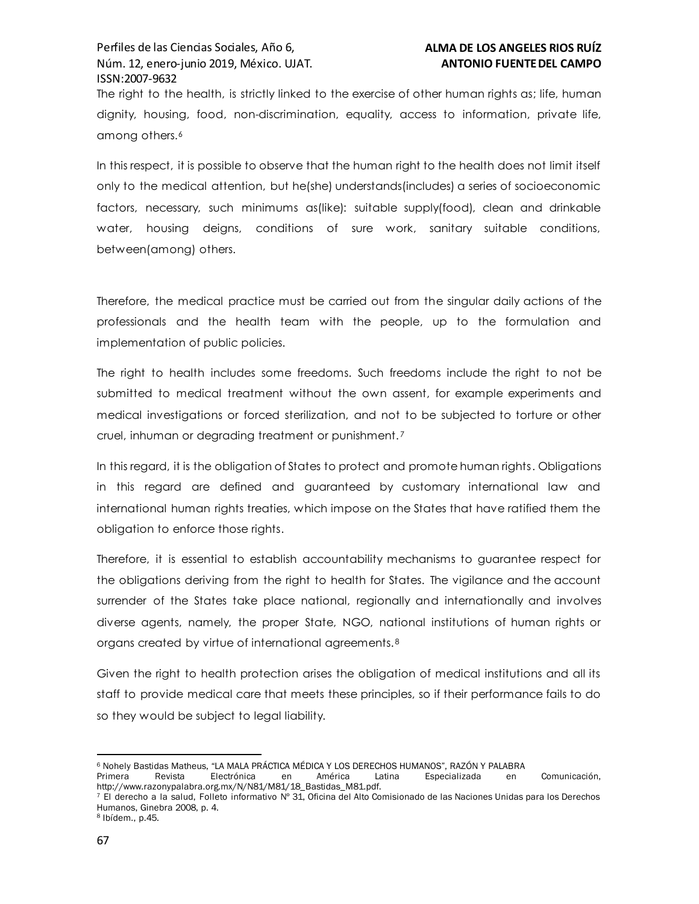The right to the health, is strictly linked to the exercise of other human rights as; life, human dignity, housing, food, non-discrimination, equality, access to information, private life, among others.[6]

In this respect, it is possible to observe that the human right to the health does not limit itself only to the medical attention, but he(she) understands(includes) a series of socioeconomic factors, necessary, such minimums as(like): suitable supply(food), clean and drinkable water, housing deigns, conditions of sure work, sanitary suitable conditions, between(among) others.

Therefore, the medical practice must be carried out from the singular daily actions of the professionals and the health team with the people, up to the formulation and implementation of public policies.

The right to health includes some freedoms. Such freedoms include the right to not be submitted to medical treatment without the own assent, for example experiments and medical investigations or forced sterilization, and not to be subjected to torture or other cruel, inhuman or degrading treatment or punishment.[7]

In this regard, it is the obligation of States to protect and promote human rights. Obligations in this regard are defined and guaranteed by customary international law and international human rights treaties, which impose on the States that have ratified them the obligation to enforce those rights.

Therefore, it is essential to establish accountability mechanisms to guarantee respect for the obligations deriving from the right to health for States. The vigilance and the account surrender of the States take place national, regionally and internationally and involves diverse agents, namely, the proper State, NGO, national institutions of human rights or organs created by virtue of international agreements.[8]

Given the right to health protection arises the obligation of medical institutions and all its staff to provide medical care that meets these principles, so if their performance fails to do so they would be subject to legal liability.

---

[6] Nohely Bastidas Matheus, "LA MALA PRÁCTICA MÉDICA Y LOS DERECHOS HUMANOS", RAZÓN Y PALABRA Primera Revista Electrónica en América Latina Especializada en Comunicación, http://www.razonypalabra.org.mx/N/N81/M81/18_Bastidas_M81.pdf.

[7] El derecho a la salud, Folleto informativo Nº 31, Oficina del Alto Comisionado de las Naciones Unidas para los Derechos Humanos, Ginebra 2008, p. 4.

[8] Ibídem., p.45.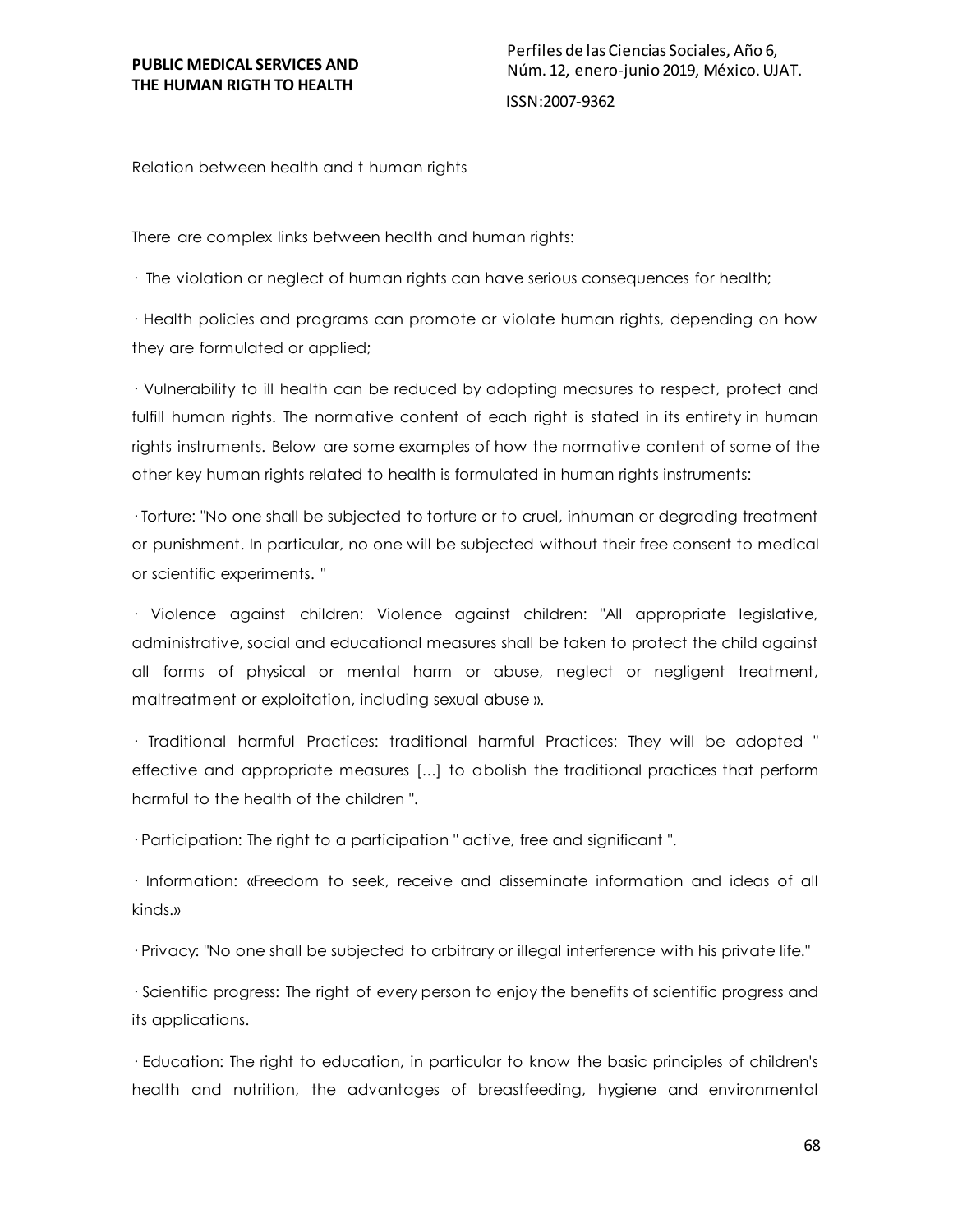Relation between health and t human rights

There are complex links between health and human rights:

· The violation or neglect of human rights can have serious consequences for health;

· Health policies and programs can promote or violate human rights, depending on how they are formulated or applied;

· Vulnerability to ill health can be reduced by adopting measures to respect, protect and fulfill human rights. The normative content of each right is stated in its entirety in human rights instruments. Below are some examples of how the normative content of some of the other key human rights related to health is formulated in human rights instruments:

· Torture: "No one shall be subjected to torture or to cruel, inhuman or degrading treatment or punishment. In particular, no one will be subjected without their free consent to medical or scientific experiments. "

· Violence against children: Violence against children: "All appropriate legislative, administrative, social and educational measures shall be taken to protect the child against all forms of physical or mental harm or abuse, neglect or negligent treatment, maltreatment or exploitation, including sexual abuse ».

· Traditional harmful Practices: traditional harmful Practices: They will be adopted " effective and appropriate measures [...] to abolish the traditional practices that perform harmful to the health of the children ".

· Participation: The right to a participation " active, free and significant ".

· Information: «Freedom to seek, receive and disseminate information and ideas of all kinds.»

· Privacy: "No one shall be subjected to arbitrary or illegal interference with his private life."

· Scientific progress: The right of every person to enjoy the benefits of scientific progress and its applications.

· Education: The right to education, in particular to know the basic principles of children's health and nutrition, the advantages of breastfeeding, hygiene and environmental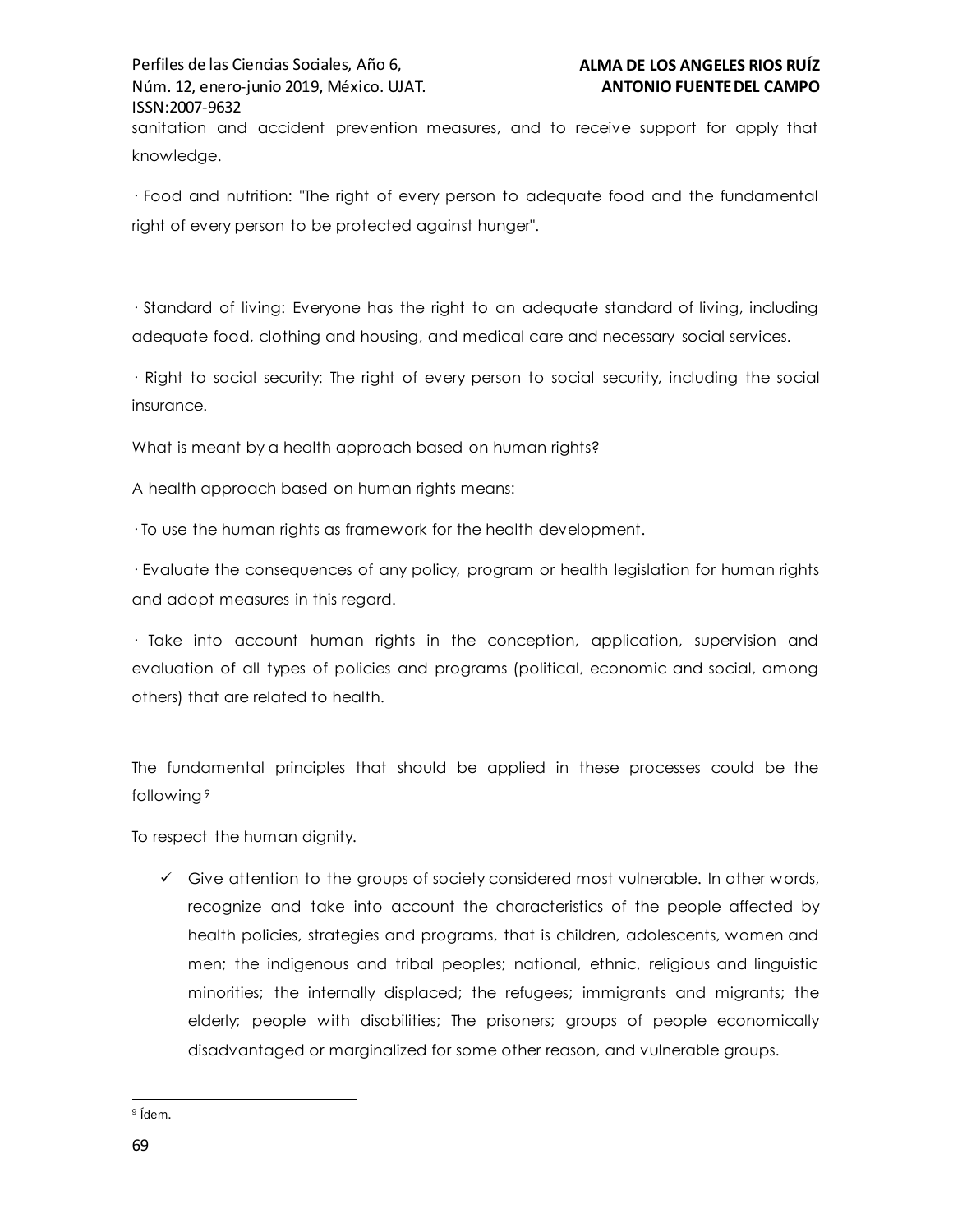sanitation and accident prevention measures, and to receive support for apply that knowledge.

· Food and nutrition: "The right of every person to adequate food and the fundamental right of every person to be protected against hunger".

· Standard of living: Everyone has the right to an adequate standard of living, including adequate food, clothing and housing, and medical care and necessary social services.

· Right to social security: The right of every person to social security, including the social insurance.

What is meant by a health approach based on human rights?

A health approach based on human rights means:

· To use the human rights as framework for the health development.

· Evaluate the consequences of any policy, program or health legislation for human rights and adopt measures in this regard.

· Take into account human rights in the conception, application, supervision and evaluation of all types of policies and programs (political, economic and social, among others) that are related to health.

The fundamental principles that should be applied in these processes could be the following[9]

To respect the human dignity.

- ✓ Give attention to the groups of society considered most vulnerable. In other words, recognize and take into account the characteristics of the people affected by health policies, strategies and programs, that is children, adolescents, women and men; the indigenous and tribal peoples; national, ethnic, religious and linguistic minorities; the internally displaced; the refugees; immigrants and migrants; the elderly; people with disabilities; The prisoners; groups of people economically disadvantaged or marginalized for some other reason, and vulnerable groups.

[9] Ídem.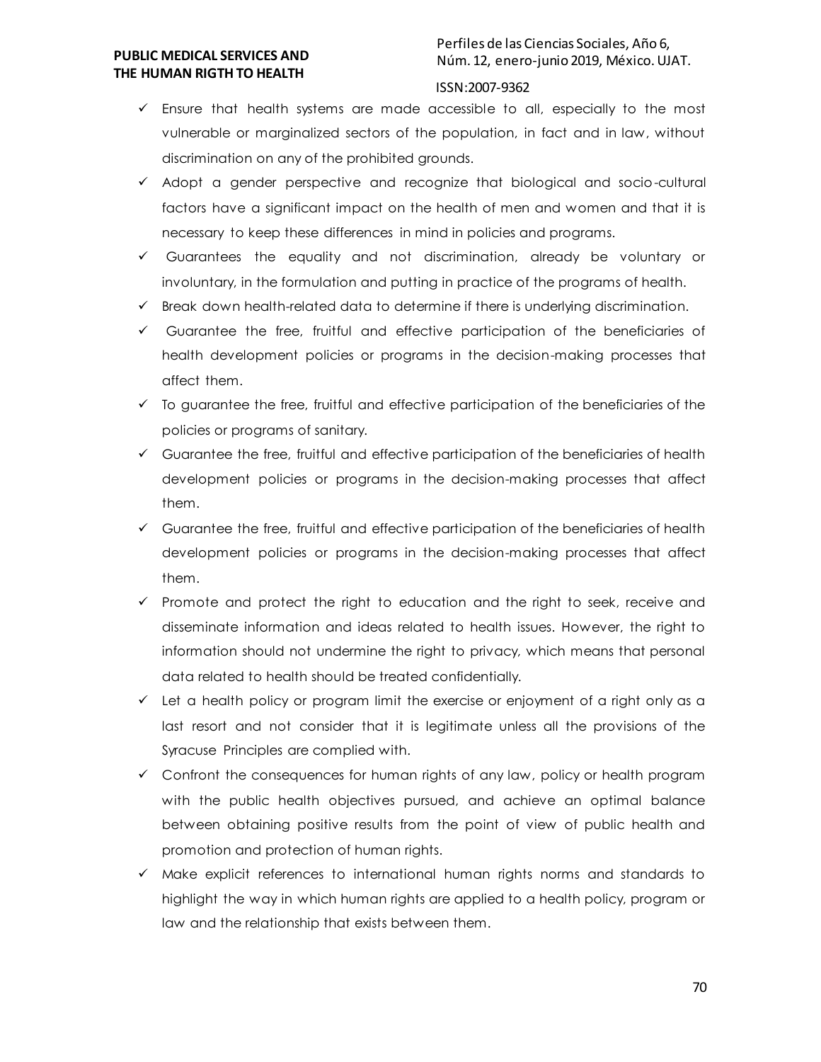- ✓ Ensure that health systems are made accessible to all, especially to the most vulnerable or marginalized sectors of the population, in fact and in law, without discrimination on any of the prohibited grounds.
- ✓ Adopt a gender perspective and recognize that biological and socio-cultural factors have a significant impact on the health of men and women and that it is necessary to keep these differences in mind in policies and programs.
- ✓ Guarantees the equality and not discrimination, already be voluntary or involuntary, in the formulation and putting in practice of the programs of health.
- ✓ Break down health-related data to determine if there is underlying discrimination.
- ✓ Guarantee the free, fruitful and effective participation of the beneficiaries of health development policies or programs in the decision-making processes that affect them.
- ✓ To guarantee the free, fruitful and effective participation of the beneficiaries of the policies or programs of sanitary.
- ✓ Guarantee the free, fruitful and effective participation of the beneficiaries of health development policies or programs in the decision-making processes that affect them.
- ✓ Guarantee the free, fruitful and effective participation of the beneficiaries of health development policies or programs in the decision-making processes that affect them.
- ✓ Promote and protect the right to education and the right to seek, receive and disseminate information and ideas related to health issues. However, the right to information should not undermine the right to privacy, which means that personal data related to health should be treated confidentially.
- ✓ Let a health policy or program limit the exercise or enjoyment of a right only as a last resort and not consider that it is legitimate unless all the provisions of the Syracuse Principles are complied with.
- ✓ Confront the consequences for human rights of any law, policy or health program with the public health objectives pursued, and achieve an optimal balance between obtaining positive results from the point of view of public health and promotion and protection of human rights.
- ✓ Make explicit references to international human rights norms and standards to highlight the way in which human rights are applied to a health policy, program or law and the relationship that exists between them.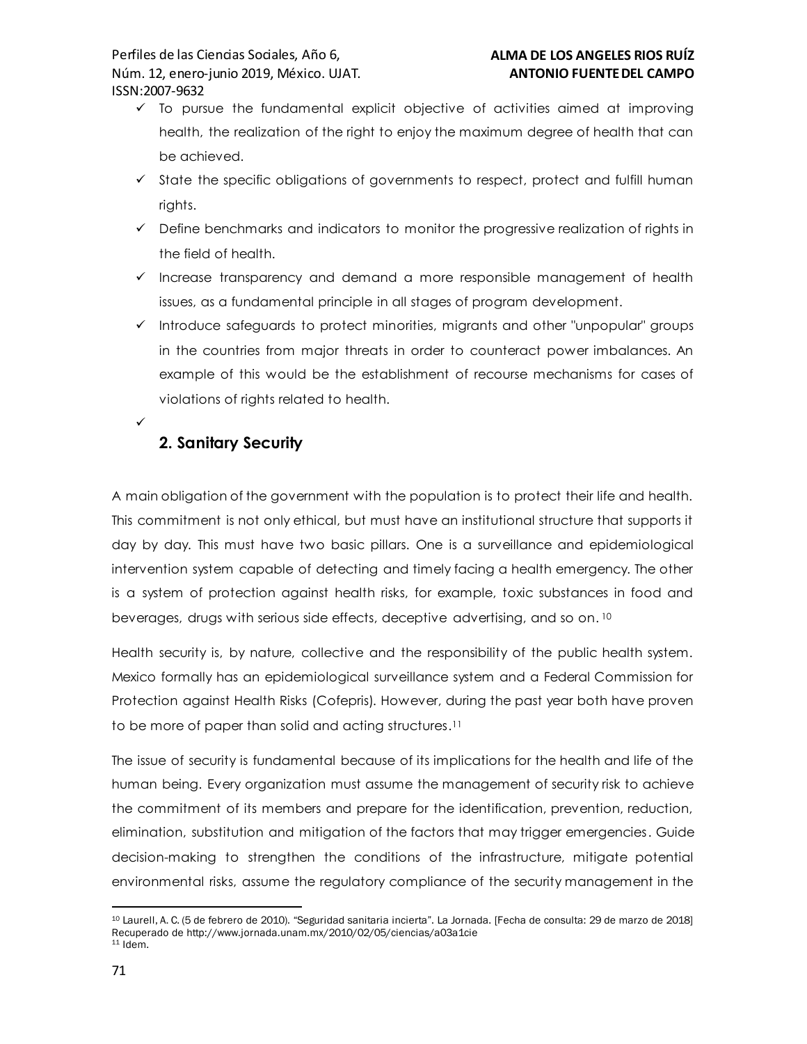- To pursue the fundamental explicit objective of activities aimed at improving health, the realization of the right to enjoy the maximum degree of health that can be achieved.
- State the specific obligations of governments to respect, protect and fulfill human rights.
- Define benchmarks and indicators to monitor the progressive realization of rights in the field of health.
- Increase transparency and demand a more responsible management of health issues, as a fundamental principle in all stages of program development.
- Introduce safeguards to protect minorities, migrants and other "unpopular" groups in the countries from major threats in order to counteract power imbalances. An example of this would be the establishment of recourse mechanisms for cases of violations of rights related to health.

## 2. Sanitary Security

A main obligation of the government with the population is to protect their life and health. This commitment is not only ethical, but must have an institutional structure that supports it day by day. This must have two basic pillars. One is a surveillance and epidemiological intervention system capable of detecting and timely facing a health emergency. The other is a system of protection against health risks, for example, toxic substances in food and beverages, drugs with serious side effects, deceptive advertising, and so on.[10]

Health security is, by nature, collective and the responsibility of the public health system. Mexico formally has an epidemiological surveillance system and a Federal Commission for Protection against Health Risks (Cofepris). However, during the past year both have proven to be more of paper than solid and acting structures.[11]

The issue of security is fundamental because of its implications for the health and life of the human being. Every organization must assume the management of security risk to achieve the commitment of its members and prepare for the identification, prevention, reduction, elimination, substitution and mitigation of the factors that may trigger emergencies. Guide decision-making to strengthen the conditions of the infrastructure, mitigate potential environmental risks, assume the regulatory compliance of the security management in the

---

[10] Laurell, A. C. (5 de febrero de 2010). "Seguridad sanitaria incierta". La Jornada. [Fecha de consulta: 29 de marzo de 2018] Recuperado de http://www.jornada.unam.mx/2010/02/05/ciencias/a03a1cie

[11] Idem.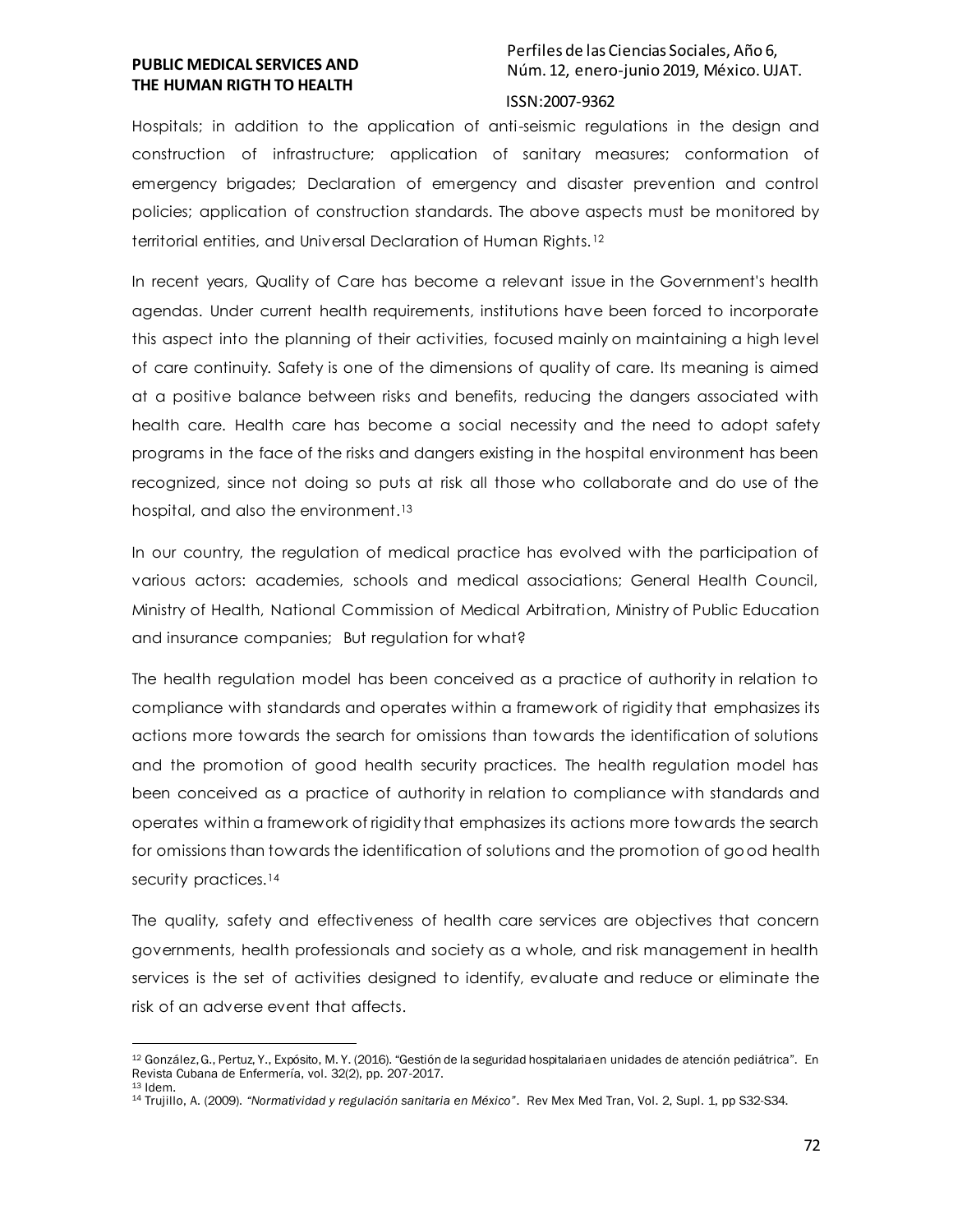Hospitals; in addition to the application of anti-seismic regulations in the design and construction of infrastructure; application of sanitary measures; conformation of emergency brigades; Declaration of emergency and disaster prevention and control policies; application of construction standards. The above aspects must be monitored by territorial entities, and Universal Declaration of Human Rights.[12]

In recent years, Quality of Care has become a relevant issue in the Government's health agendas. Under current health requirements, institutions have been forced to incorporate this aspect into the planning of their activities, focused mainly on maintaining a high level of care continuity. Safety is one of the dimensions of quality of care. Its meaning is aimed at a positive balance between risks and benefits, reducing the dangers associated with health care. Health care has become a social necessity and the need to adopt safety programs in the face of the risks and dangers existing in the hospital environment has been recognized, since not doing so puts at risk all those who collaborate and do use of the hospital, and also the environment.[13]

In our country, the regulation of medical practice has evolved with the participation of various actors: academies, schools and medical associations; General Health Council, Ministry of Health, National Commission of Medical Arbitration, Ministry of Public Education and insurance companies; But regulation for what?

The health regulation model has been conceived as a practice of authority in relation to compliance with standards and operates within a framework of rigidity that emphasizes its actions more towards the search for omissions than towards the identification of solutions and the promotion of good health security practices. The health regulation model has been conceived as a practice of authority in relation to compliance with standards and operates within a framework of rigidity that emphasizes its actions more towards the search for omissions than towards the identification of solutions and the promotion of good health security practices.[14]

The quality, safety and effectiveness of health care services are objectives that concern governments, health professionals and society as a whole, and risk management in health services is the set of activities designed to identify, evaluate and reduce or eliminate the risk of an adverse event that affects.

---

[12] González, G., Pertuz, Y., Expósito, M. Y. (2016). "Gestión de la seguridad hospitalaria en unidades de atención pediátrica". En Revista Cubana de Enfermería, vol. 32(2), pp. 207-2017.

[13] Idem.

[14] Trujillo, A. (2009). *"Normatividad y regulación sanitaria en México"*. Rev Mex Med Tran, Vol. 2, Supl. 1, pp S32-S34.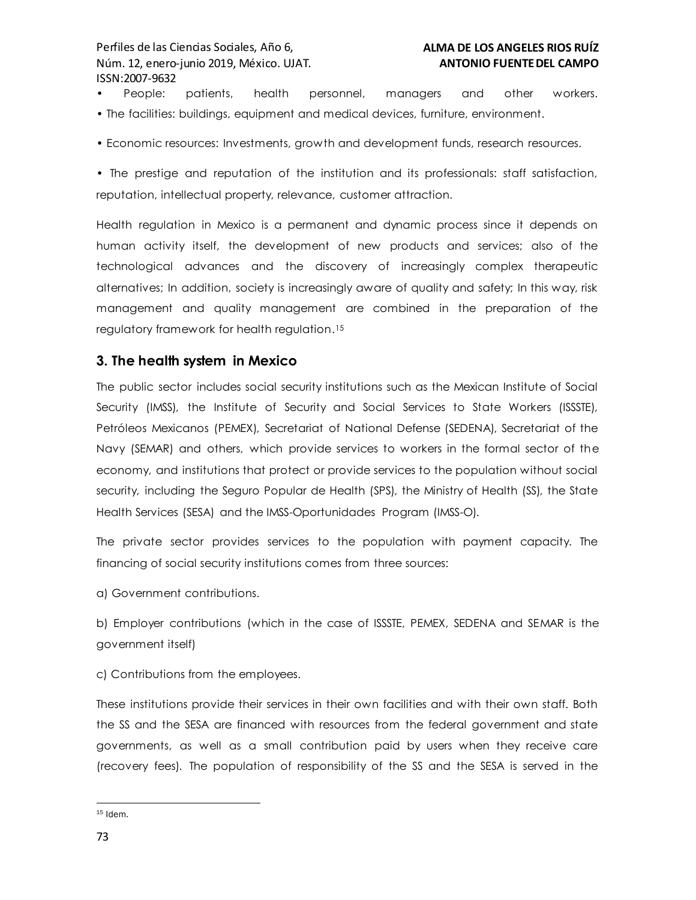- People: patients, health personnel, managers and other workers.
- The facilities: buildings, equipment and medical devices, furniture, environment.
- Economic resources: Investments, growth and development funds, research resources.
- The prestige and reputation of the institution and its professionals: staff satisfaction, reputation, intellectual property, relevance, customer attraction.

Health regulation in Mexico is a permanent and dynamic process since it depends on human activity itself, the development of new products and services; also of the technological advances and the discovery of increasingly complex therapeutic alternatives; In addition, society is increasingly aware of quality and safety; In this way, risk management and quality management are combined in the preparation of the regulatory framework for health regulation.[15]

## 3. The health system in Mexico

The public sector includes social security institutions such as the Mexican Institute of Social Security (IMSS), the Institute of Security and Social Services to State Workers (ISSSTE), Petróleos Mexicanos (PEMEX), Secretariat of National Defense (SEDENA), Secretariat of the Navy (SEMAR) and others, which provide services to workers in the formal sector of the economy, and institutions that protect or provide services to the population without social security, including the Seguro Popular de Health (SPS), the Ministry of Health (SS), the State Health Services (SESA) and the IMSS-Oportunidades Program (IMSS-O).

The private sector provides services to the population with payment capacity. The financing of social security institutions comes from three sources:

a) Government contributions.

b) Employer contributions (which in the case of ISSSTE, PEMEX, SEDENA and SEMAR is the government itself)

c) Contributions from the employees.

These institutions provide their services in their own facilities and with their own staff. Both the SS and the SESA are financed with resources from the federal government and state governments, as well as a small contribution paid by users when they receive care (recovery fees). The population of responsibility of the SS and the SESA is served in the

---

[15] Idem.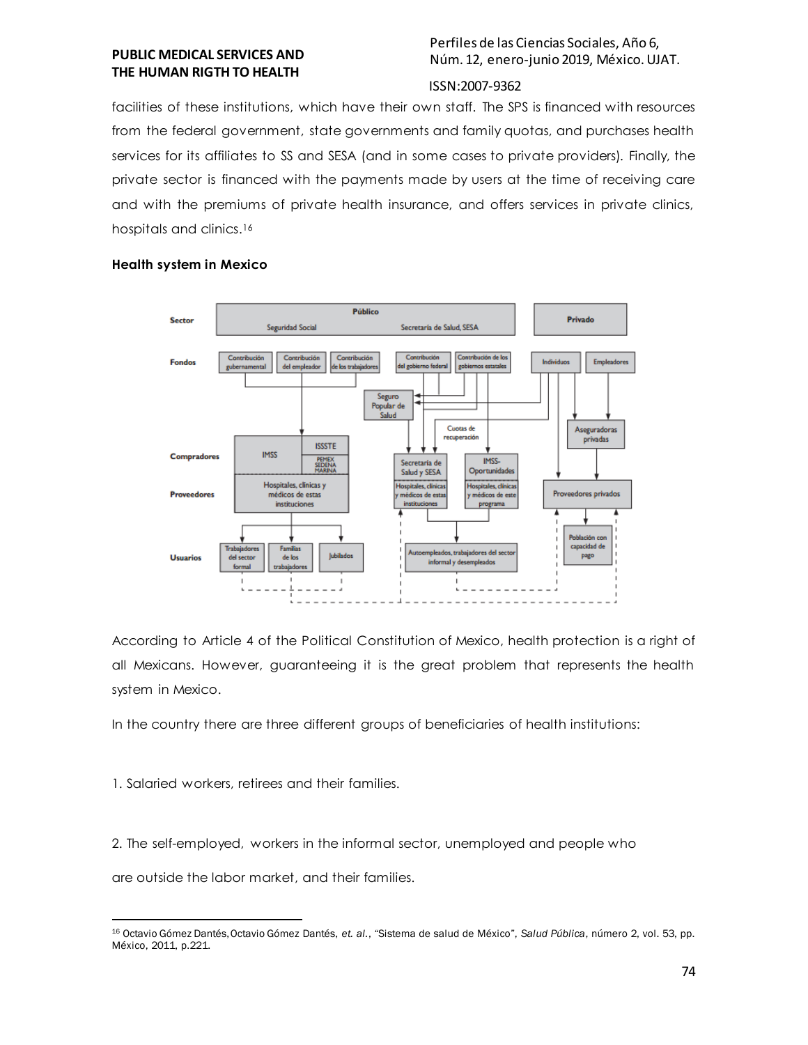facilities of these institutions, which have their own staff. The SPS is financed with resources from the federal government, state governments and family quotas, and purchases health services for its affiliates to SS and SESA (and in some cases to private providers). Finally, the private sector is financed with the payments made by users at the time of receiving care and with the premiums of private health insurance, and offers services in private clinics, hospitals and clinics.[16]

**Health system in Mexico**

According to Article 4 of the Political Constitution of Mexico, health protection is a right of all Mexicans. However, guaranteeing it is the great problem that represents the health system in Mexico.

In the country there are three different groups of beneficiaries of health institutions:

1. Salaried workers, retirees and their families.

2. The self-employed, workers in the informal sector, unemployed and people who are outside the labor market, and their families.

---

[16] Octavio Gómez Dantés, Octavio Gómez Dantés, *et. al.*, "Sistema de salud de México", *Salud Pública*, número 2, vol. 53, pp. México, 2011, p.221.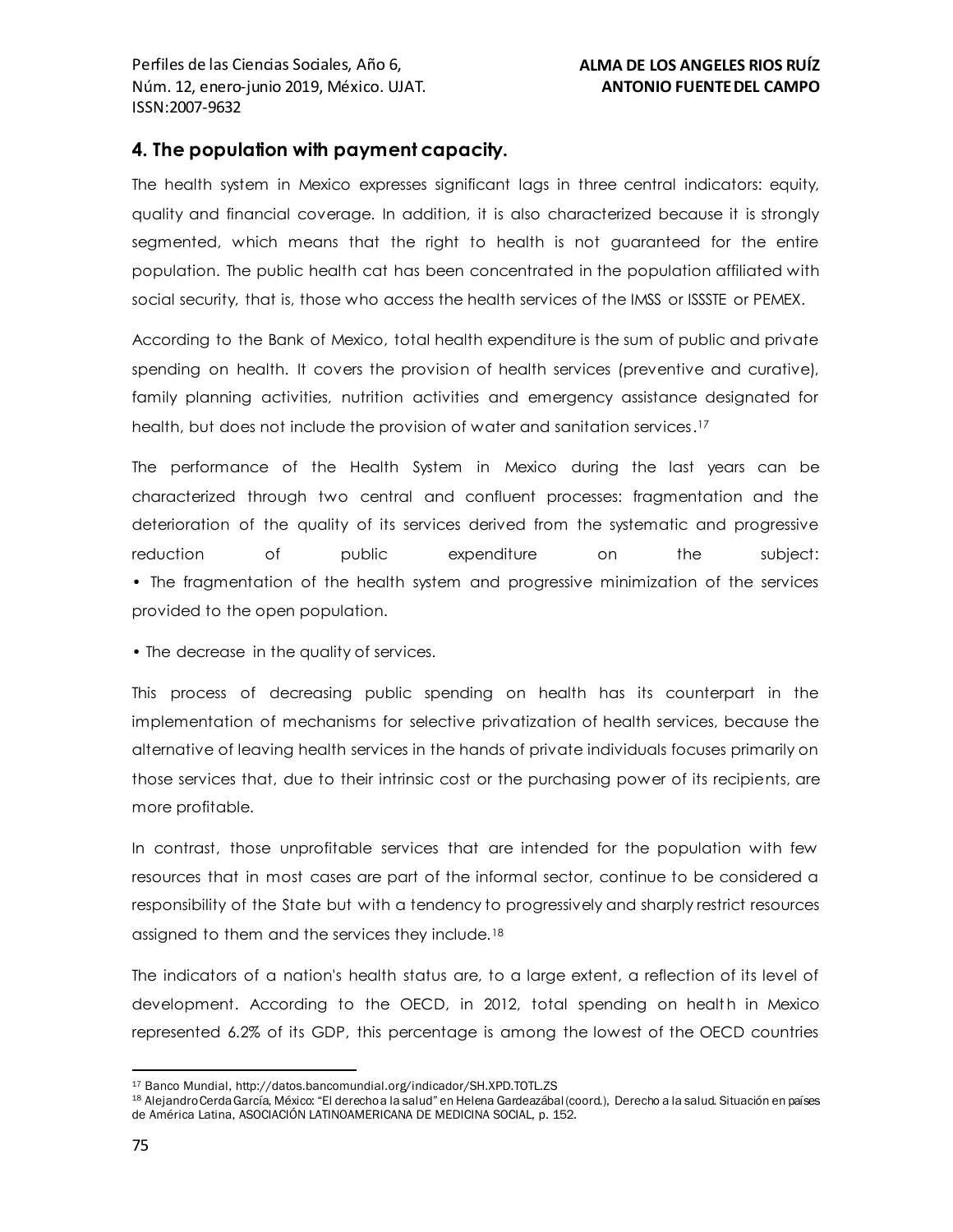## 4. The population with payment capacity.

The health system in Mexico expresses significant lags in three central indicators: equity, quality and financial coverage. In addition, it is also characterized because it is strongly segmented, which means that the right to health is not guaranteed for the entire population. The public health cat has been concentrated in the population affiliated with social security, that is, those who access the health services of the IMSS or ISSSTE or PEMEX.

According to the Bank of Mexico, total health expenditure is the sum of public and private spending on health. It covers the provision of health services (preventive and curative), family planning activities, nutrition activities and emergency assistance designated for health, but does not include the provision of water and sanitation services.[17]

The performance of the Health System in Mexico during the last years can be characterized through two central and confluent processes: fragmentation and the deterioration of the quality of its services derived from the systematic and progressive reduction of public expenditure on the subject:

- The fragmentation of the health system and progressive minimization of the services provided to the open population.
- The decrease in the quality of services.

This process of decreasing public spending on health has its counterpart in the implementation of mechanisms for selective privatization of health services, because the alternative of leaving health services in the hands of private individuals focuses primarily on those services that, due to their intrinsic cost or the purchasing power of its recipients, are more profitable.

In contrast, those unprofitable services that are intended for the population with few resources that in most cases are part of the informal sector, continue to be considered a responsibility of the State but with a tendency to progressively and sharply restrict resources assigned to them and the services they include.[18]

The indicators of a nation's health status are, to a large extent, a reflection of its level of development. According to the OECD, in 2012, total spending on health in Mexico represented 6.2% of its GDP, this percentage is among the lowest of the OECD countries

---

[17] Banco Mundial, http://datos.bancomundial.org/indicador/SH.XPD.TOTL.ZS

[18] Alejandro Cerda García, México: "El derecho a la salud" en Helena Gardeazábal (coord.), Derecho a la salud. Situación en países de América Latina, ASOCIACIÓN LATINOAMERICANA DE MEDICINA SOCIAL, p. 152.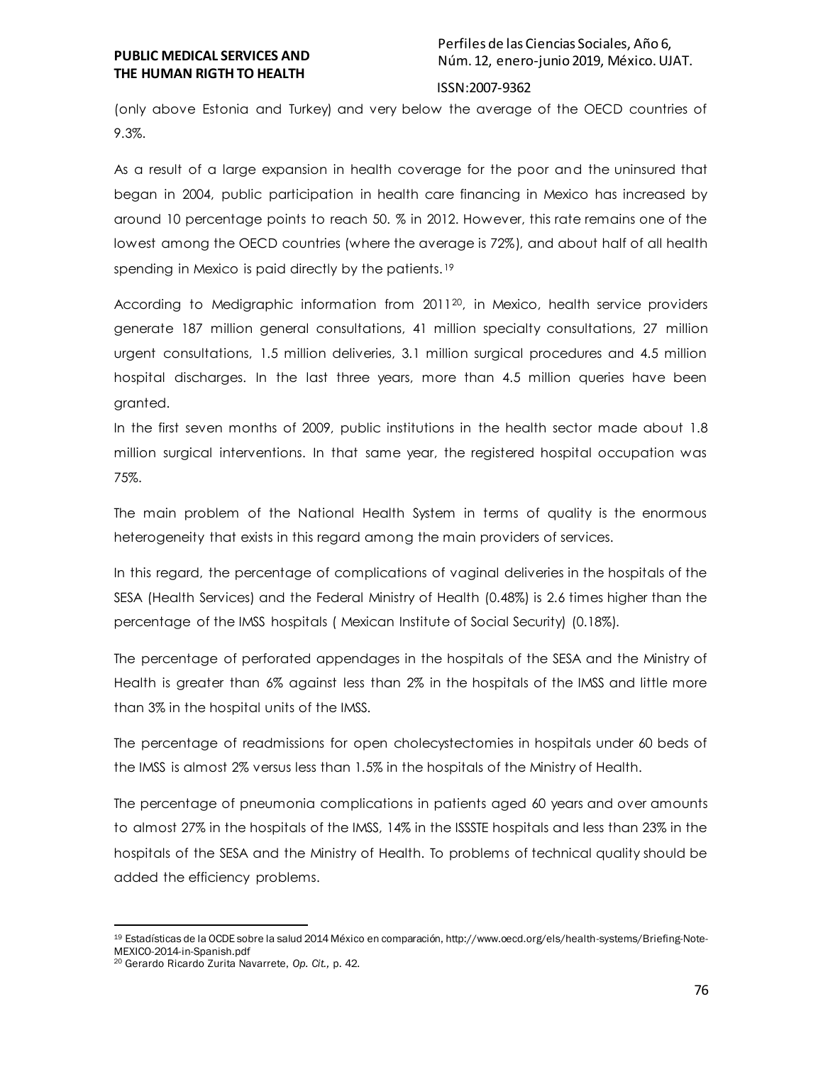(only above Estonia and Turkey) and very below the average of the OECD countries of 9.3%.

As a result of a large expansion in health coverage for the poor and the uninsured that began in 2004, public participation in health care financing in Mexico has increased by around 10 percentage points to reach 50. % in 2012. However, this rate remains one of the lowest among the OECD countries (where the average is 72%), and about half of all health spending in Mexico is paid directly by the patients.[19]

According to Medigraphic information from 2011[20], in Mexico, health service providers generate 187 million general consultations, 41 million specialty consultations, 27 million urgent consultations, 1.5 million deliveries, 3.1 million surgical procedures and 4.5 million hospital discharges. In the last three years, more than 4.5 million queries have been granted.

In the first seven months of 2009, public institutions in the health sector made about 1.8 million surgical interventions. In that same year, the registered hospital occupation was 75%.

The main problem of the National Health System in terms of quality is the enormous heterogeneity that exists in this regard among the main providers of services.

In this regard, the percentage of complications of vaginal deliveries in the hospitals of the SESA (Health Services) and the Federal Ministry of Health (0.48%) is 2.6 times higher than the percentage of the IMSS hospitals ( Mexican Institute of Social Security) (0.18%).

The percentage of perforated appendages in the hospitals of the SESA and the Ministry of Health is greater than 6% against less than 2% in the hospitals of the IMSS and little more than 3% in the hospital units of the IMSS.

The percentage of readmissions for open cholecystectomies in hospitals under 60 beds of the IMSS is almost 2% versus less than 1.5% in the hospitals of the Ministry of Health.

The percentage of pneumonia complications in patients aged 60 years and over amounts to almost 27% in the hospitals of the IMSS, 14% in the ISSSTE hospitals and less than 23% in the hospitals of the SESA and the Ministry of Health. To problems of technical quality should be added the efficiency problems.

---

[19] Estadísticas de la OCDE sobre la salud 2014 México en comparación, http://www.oecd.org/els/health-systems/Briefing-Note-MEXICO-2014-in-Spanish.pdf

[20] Gerardo Ricardo Zurita Navarrete, *Op. Cit.*, p. 42.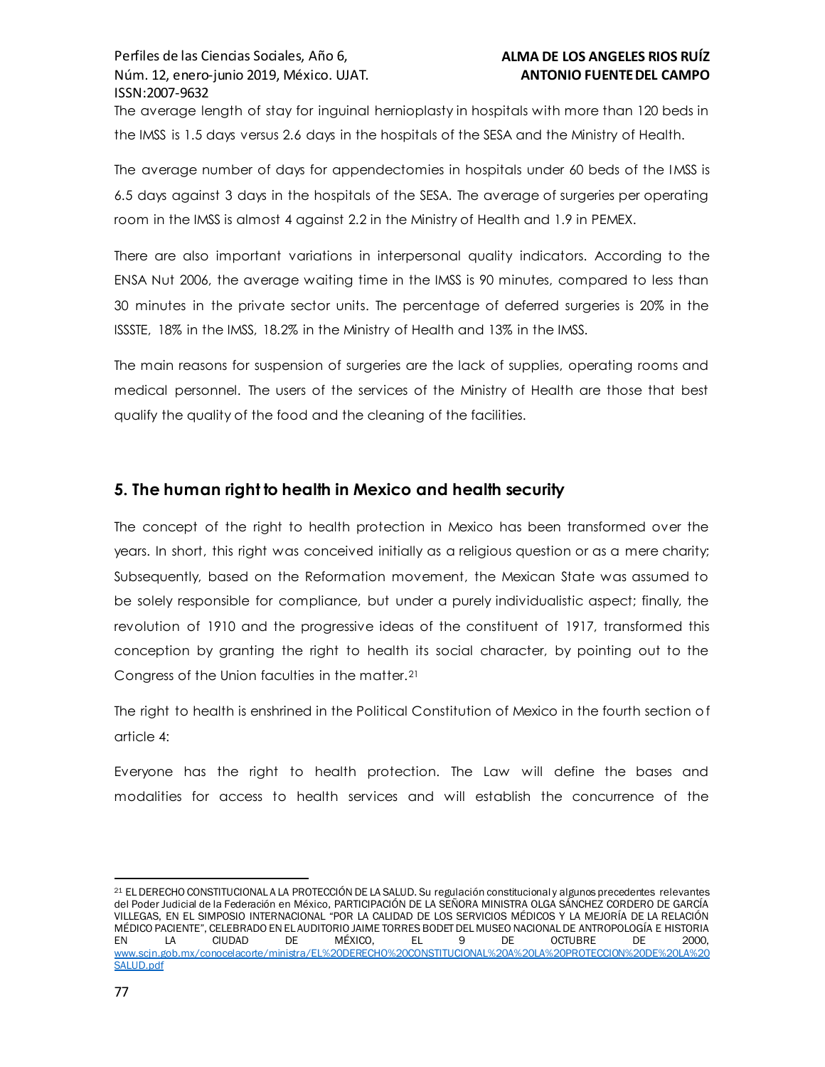The average length of stay for inguinal hernioplasty in hospitals with more than 120 beds in the IMSS is 1.5 days versus 2.6 days in the hospitals of the SESA and the Ministry of Health.

The average number of days for appendectomies in hospitals under 60 beds of the IMSS is 6.5 days against 3 days in the hospitals of the SESA. The average of surgeries per operating room in the IMSS is almost 4 against 2.2 in the Ministry of Health and 1.9 in PEMEX.

There are also important variations in interpersonal quality indicators. According to the ENSA Nut 2006, the average waiting time in the IMSS is 90 minutes, compared to less than 30 minutes in the private sector units. The percentage of deferred surgeries is 20% in the ISSSTE, 18% in the IMSS, 18.2% in the Ministry of Health and 13% in the IMSS.

The main reasons for suspension of surgeries are the lack of supplies, operating rooms and medical personnel. The users of the services of the Ministry of Health are those that best qualify the quality of the food and the cleaning of the facilities.

## 5. The human right to health in Mexico and health security

The concept of the right to health protection in Mexico has been transformed over the years. In short, this right was conceived initially as a religious question or as a mere charity; Subsequently, based on the Reformation movement, the Mexican State was assumed to be solely responsible for compliance, but under a purely individualistic aspect; finally, the revolution of 1910 and the progressive ideas of the constituent of 1917, transformed this conception by granting the right to health its social character, by pointing out to the Congress of the Union faculties in the matter.[21]

The right to health is enshrined in the Political Constitution of Mexico in the fourth section of article 4:

Everyone has the right to health protection. The Law will define the bases and modalities for access to health services and will establish the concurrence of the

---

[21] EL DERECHO CONSTITUCIONAL A LA PROTECCIÓN DE LA SALUD. Su regulación constitucional y algunos precedentes relevantes del Poder Judicial de la Federación en México, PARTICIPACIÓN DE LA SEÑORA MINISTRA OLGA SÁNCHEZ CORDERO DE GARCÍA VILLEGAS, EN EL SIMPOSIO INTERNACIONAL "POR LA CALIDAD DE LOS SERVICIOS MÉDICOS Y LA MEJORÍA DE LA RELACIÓN MÉDICO PACIENTE", CELEBRADO EN EL AUDITORIO JAIME TORRES BODET DEL MUSEO NACIONAL DE ANTROPOLOGÍA E HISTORIA EN LA CIUDAD DE MÉXICO, EL 9 DE OCTUBRE DE 2000, www.scjn.gob.mx/conocelacorte/ministra/EL%20DERECHO%20CONSTITUCIONAL%20A%20LA%20PROTECCION%20DE%20LA%20SALUD.pdf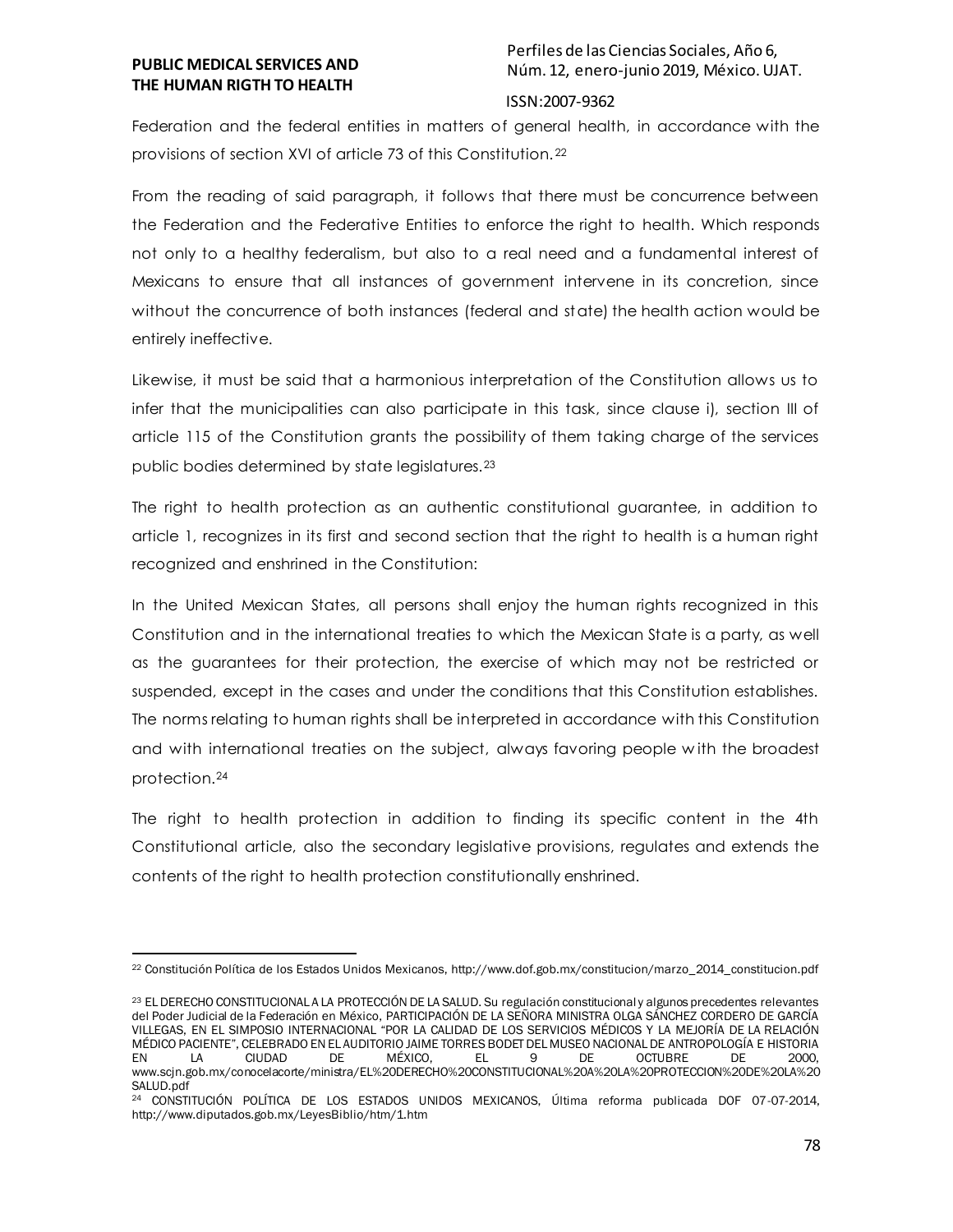Federation and the federal entities in matters of general health, in accordance with the provisions of section XVI of article 73 of this Constitution.[22]

From the reading of said paragraph, it follows that there must be concurrence between the Federation and the Federative Entities to enforce the right to health. Which responds not only to a healthy federalism, but also to a real need and a fundamental interest of Mexicans to ensure that all instances of government intervene in its concretion, since without the concurrence of both instances (federal and state) the health action would be entirely ineffective.

Likewise, it must be said that a harmonious interpretation of the Constitution allows us to infer that the municipalities can also participate in this task, since clause i), section III of article 115 of the Constitution grants the possibility of them taking charge of the services public bodies determined by state legislatures.[23]

The right to health protection as an authentic constitutional guarantee, in addition to article 1, recognizes in its first and second section that the right to health is a human right recognized and enshrined in the Constitution:

In the United Mexican States, all persons shall enjoy the human rights recognized in this Constitution and in the international treaties to which the Mexican State is a party, as well as the guarantees for their protection, the exercise of which may not be restricted or suspended, except in the cases and under the conditions that this Constitution establishes. The norms relating to human rights shall be interpreted in accordance with this Constitution and with international treaties on the subject, always favoring people with the broadest protection.[24]

The right to health protection in addition to finding its specific content in the 4th Constitutional article, also the secondary legislative provisions, regulates and extends the contents of the right to health protection constitutionally enshrined.

---

[22] Constitución Política de los Estados Unidos Mexicanos, http://www.dof.gob.mx/constitucion/marzo_2014_constitucion.pdf

[23] EL DERECHO CONSTITUCIONAL A LA PROTECCIÓN DE LA SALUD. Su regulación constitucional y algunos precedentes relevantes del Poder Judicial de la Federación en México, PARTICIPACIÓN DE LA SEÑORA MINISTRA OLGA SÁNCHEZ CORDERO DE GARCÍA VILLEGAS, EN EL SIMPOSIO INTERNACIONAL "POR LA CALIDAD DE LOS SERVICIOS MÉDICOS Y LA MEJORÍA DE LA RELACIÓN MÉDICO PACIENTE", CELEBRADO EN EL AUDITORIO JAIME TORRES BODET DEL MUSEO NACIONAL DE ANTROPOLOGÍA E HISTORIA EN LA CIUDAD DE MÉXICO, EL 9 DE OCTUBRE DE 2000, www.scjn.gob.mx/conocelacorte/ministra/EL%20DERECHO%20CONSTITUCIONAL%20A%20LA%20PROTECCION%20DE%20LA%20SALUD.pdf

[24] CONSTITUCIÓN POLÍTICA DE LOS ESTADOS UNIDOS MEXICANOS, Última reforma publicada DOF 07-07-2014, http://www.diputados.gob.mx/LeyesBiblio/htm/1.htm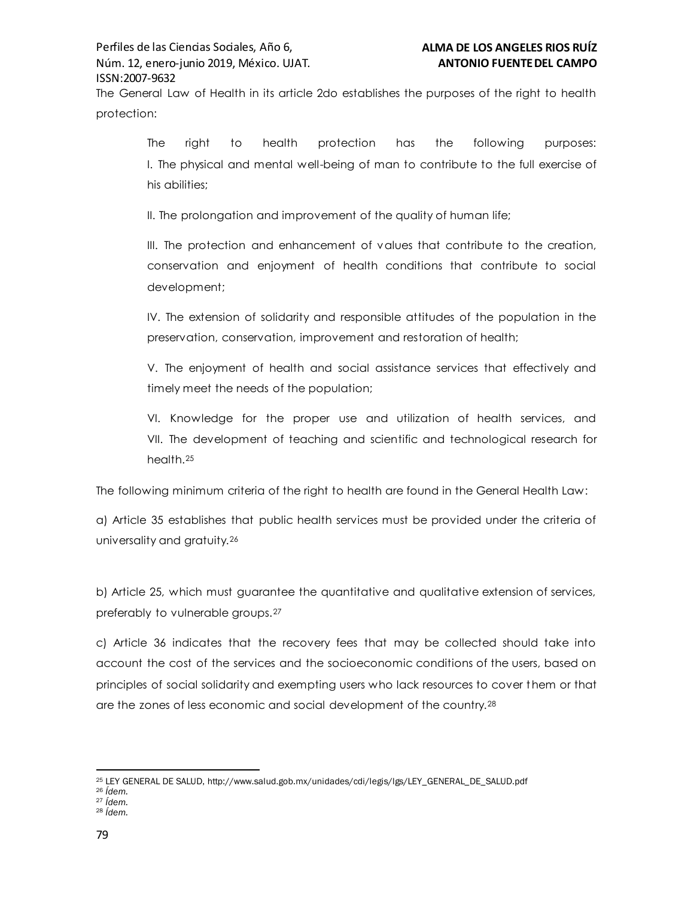The General Law of Health in its article 2do establishes the purposes of the right to health protection:

> The right to health protection has the following purposes:
> I. The physical and mental well-being of man to contribute to the full exercise of his abilities;
>
> II. The prolongation and improvement of the quality of human life;
>
> III. The protection and enhancement of values that contribute to the creation, conservation and enjoyment of health conditions that contribute to social development;
>
> IV. The extension of solidarity and responsible attitudes of the population in the preservation, conservation, improvement and restoration of health;
>
> V. The enjoyment of health and social assistance services that effectively and timely meet the needs of the population;
>
> VI. Knowledge for the proper use and utilization of health services, and
> VII. The development of teaching and scientific and technological research for health.[25]

The following minimum criteria of the right to health are found in the General Health Law:

a) Article 35 establishes that public health services must be provided under the criteria of universality and gratuity.[26]

b) Article 25, which must guarantee the quantitative and qualitative extension of services, preferably to vulnerable groups.[27]

c) Article 36 indicates that the recovery fees that may be collected should take into account the cost of the services and the socioeconomic conditions of the users, based on principles of social solidarity and exempting users who lack resources to cover them or that are the zones of less economic and social development of the country.[28]

---

[25] LEY GENERAL DE SALUD, http://www.salud.gob.mx/unidades/cdi/legis/lgs/LEY_GENERAL_DE_SALUD.pdf
[26] *Ídem.*
[27] *Ídem.*
[28] *Ídem.*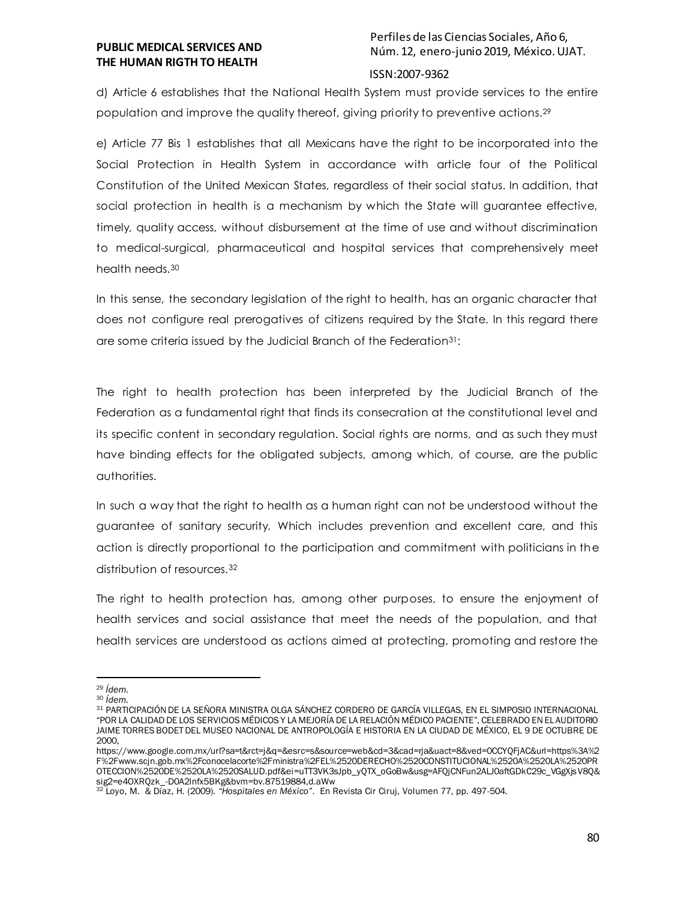d) Article 6 establishes that the National Health System must provide services to the entire population and improve the quality thereof, giving priority to preventive actions.[29]

e) Article 77 Bis 1 establishes that all Mexicans have the right to be incorporated into the Social Protection in Health System in accordance with article four of the Political Constitution of the United Mexican States, regardless of their social status. In addition, that social protection in health is a mechanism by which the State will guarantee effective, timely, quality access, without disbursement at the time of use and without discrimination to medical-surgical, pharmaceutical and hospital services that comprehensively meet health needs.[30]

In this sense, the secondary legislation of the right to health, has an organic character that does not configure real prerogatives of citizens required by the State. In this regard there are some criteria issued by the Judicial Branch of the Federation[31]:

The right to health protection has been interpreted by the Judicial Branch of the Federation as a fundamental right that finds its consecration at the constitutional level and its specific content in secondary regulation. Social rights are norms, and as such they must have binding effects for the obligated subjects, among which, of course, are the public authorities.

In such a way that the right to health as a human right can not be understood without the guarantee of sanitary security. Which includes prevention and excellent care, and this action is directly proportional to the participation and commitment with politicians in the distribution of resources.[32]

The right to health protection has, among other purposes, to ensure the enjoyment of health services and social assistance that meet the needs of the population, and that health services are understood as actions aimed at protecting, promoting and restore the

---

[29] *Ídem.*

[30] *Ídem.*

[31] PARTICIPACIÓN DE LA SEÑORA MINISTRA OLGA SÁNCHEZ CORDERO DE GARCÍA VILLEGAS, EN EL SIMPOSIO INTERNACIONAL "POR LA CALIDAD DE LOS SERVICIOS MÉDICOS Y LA MEJORÍA DE LA RELACIÓN MÉDICO PACIENTE", CELEBRADO EN EL AUDITORIO JAIME TORRES BODET DEL MUSEO NACIONAL DE ANTROPOLOGÍA E HISTORIA EN LA CIUDAD DE MÉXICO, EL 9 DE OCTUBRE DE 2000, https://www.google.com.mx/url?sa=t&rct=j&q=&esrc=s&source=web&cd=3&cad=rja&uact=8&ved=0CCYQFjAC&url=https%3A%2F%2Fwww.scjn.gob.mx%2Fconocelacorte%2Fministra%2FEL%2520DERECHO%2520CONSTITUCIONAL%2520A%2520LA%2520PROTECCION%2520DE%2520LA%2520SALUD.pdf&ei=uTT3VK3sJpb_yQTX_oGoBw&usg=AFQjCNFun2ALJ0aftGDkC29c_VGgXjsV8Q&sig2=e4OXRQzk_-D0A2lnfx5BKg&bvm=bv.87519884,d.aWw

[32] Loyo, M. & Díaz, H. (2009). *"Hospitales en México"*. En Revista Cir Ciruj, Volumen 77, pp. 497-504.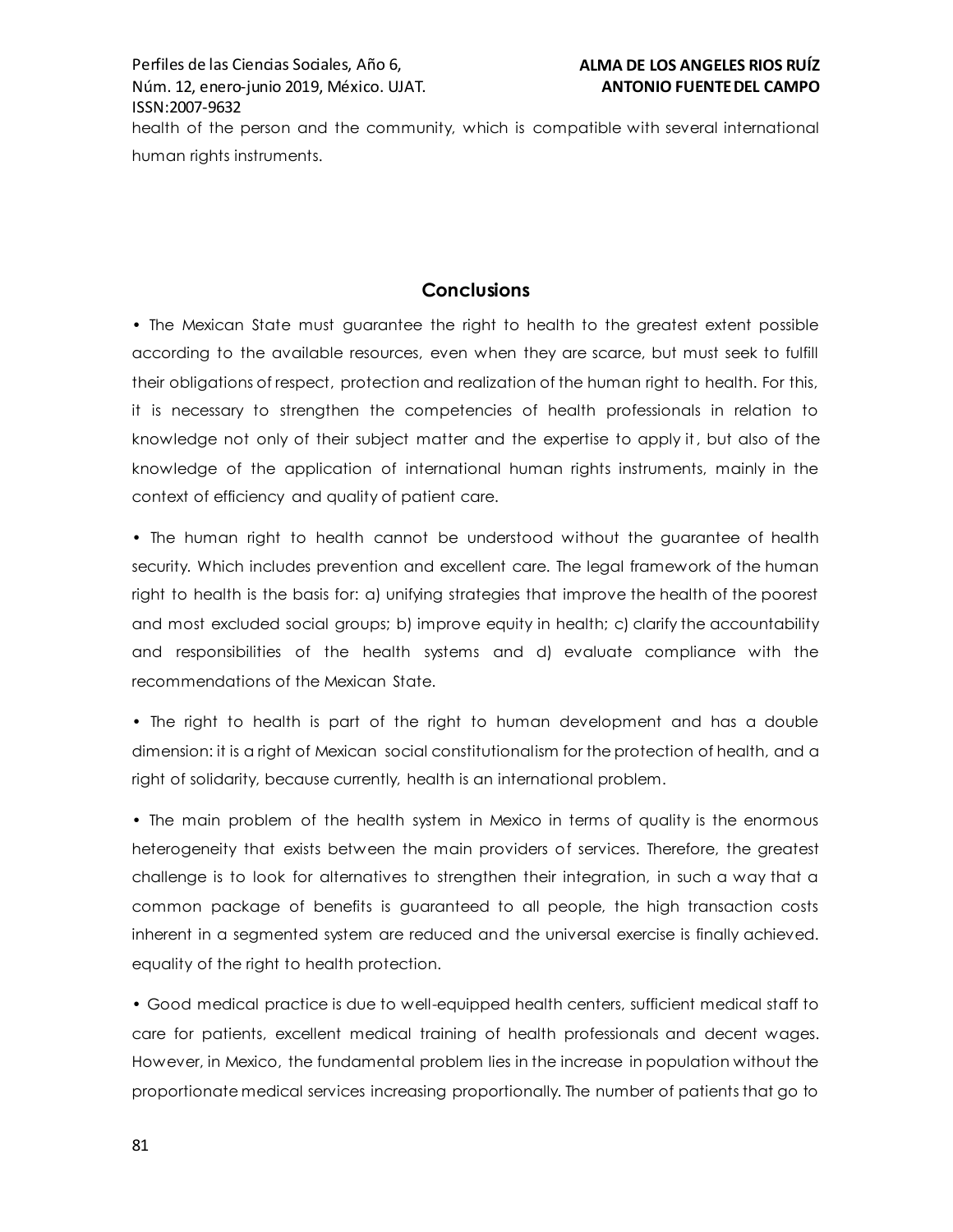health of the person and the community, which is compatible with several international human rights instruments.

## Conclusions

• The Mexican State must guarantee the right to health to the greatest extent possible according to the available resources, even when they are scarce, but must seek to fulfill their obligations of respect, protection and realization of the human right to health. For this, it is necessary to strengthen the competencies of health professionals in relation to knowledge not only of their subject matter and the expertise to apply it, but also of the knowledge of the application of international human rights instruments, mainly in the context of efficiency and quality of patient care.

• The human right to health cannot be understood without the guarantee of health security. Which includes prevention and excellent care. The legal framework of the human right to health is the basis for: a) unifying strategies that improve the health of the poorest and most excluded social groups; b) improve equity in health; c) clarify the accountability and responsibilities of the health systems and d) evaluate compliance with the recommendations of the Mexican State.

• The right to health is part of the right to human development and has a double dimension: it is a right of Mexican social constitutionalism for the protection of health, and a right of solidarity, because currently, health is an international problem.

• The main problem of the health system in Mexico in terms of quality is the enormous heterogeneity that exists between the main providers of services. Therefore, the greatest challenge is to look for alternatives to strengthen their integration, in such a way that a common package of benefits is guaranteed to all people, the high transaction costs inherent in a segmented system are reduced and the universal exercise is finally achieved. equality of the right to health protection.

• Good medical practice is due to well-equipped health centers, sufficient medical staff to care for patients, excellent medical training of health professionals and decent wages. However, in Mexico, the fundamental problem lies in the increase in population without the proportionate medical services increasing proportionally. The number of patients that go to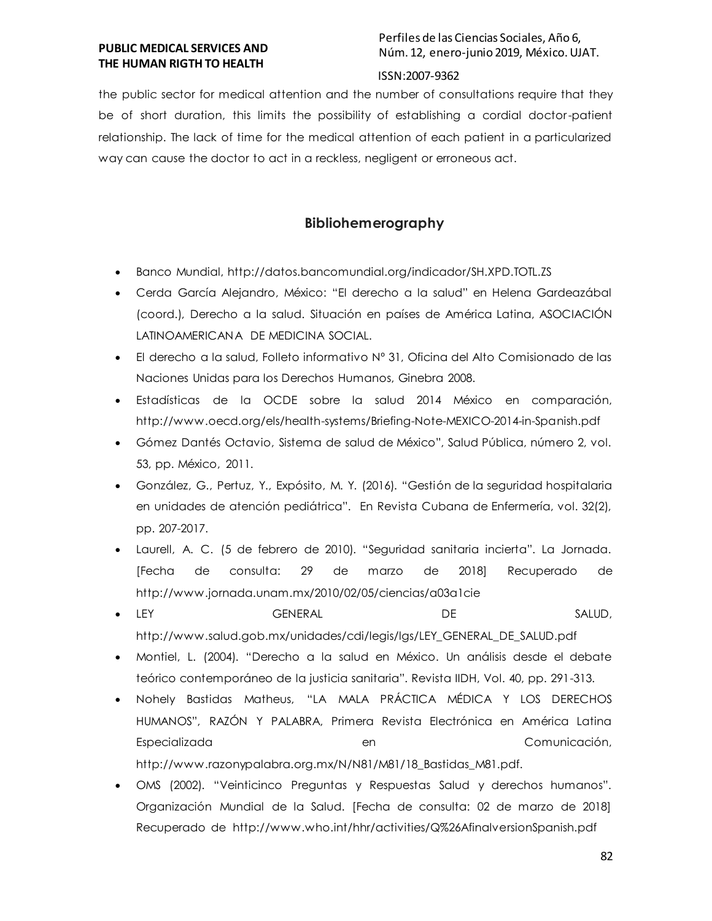the public sector for medical attention and the number of consultations require that they be of short duration, this limits the possibility of establishing a cordial doctor-patient relationship. The lack of time for the medical attention of each patient in a particularized way can cause the doctor to act in a reckless, negligent or erroneous act.

## Bibliohemerography

- Banco Mundial, http://datos.bancomundial.org/indicador/SH.XPD.TOTL.ZS
- Cerda García Alejandro, México: "El derecho a la salud" en Helena Gardeazábal (coord.), Derecho a la salud. Situación en países de América Latina, ASOCIACIÓN LATINOAMERICANA DE MEDICINA SOCIAL.
- El derecho a la salud, Folleto informativo Nº 31, Oficina del Alto Comisionado de las Naciones Unidas para los Derechos Humanos, Ginebra 2008.
- Estadísticas de la OCDE sobre la salud 2014 México en comparación, http://www.oecd.org/els/health-systems/Briefing-Note-MEXICO-2014-in-Spanish.pdf
- Gómez Dantés Octavio, Sistema de salud de México", Salud Pública, número 2, vol. 53, pp. México, 2011.
- González, G., Pertuz, Y., Expósito, M. Y. (2016). "Gestión de la seguridad hospitalaria en unidades de atención pediátrica". En Revista Cubana de Enfermería, vol. 32(2), pp. 207-2017.
- Laurell, A. C. (5 de febrero de 2010). "Seguridad sanitaria incierta". La Jornada. [Fecha de consulta: 29 de marzo de 2018] Recuperado de http://www.jornada.unam.mx/2010/02/05/ciencias/a03a1cie
- LEY GENERAL DE SALUD, http://www.salud.gob.mx/unidades/cdi/legis/lgs/LEY_GENERAL_DE_SALUD.pdf
- Montiel, L. (2004). "Derecho a la salud en México. Un análisis desde el debate teórico contemporáneo de la justicia sanitaria". Revista IIDH, Vol. 40, pp. 291-313.
- Nohely Bastidas Matheus, "LA MALA PRÁCTICA MÉDICA Y LOS DERECHOS HUMANOS", RAZÓN Y PALABRA, Primera Revista Electrónica en América Latina Especializada en Comunicación, http://www.razonypalabra.org.mx/N/N81/M81/18_Bastidas_M81.pdf.
- OMS (2002). "Veinticinco Preguntas y Respuestas Salud y derechos humanos". Organización Mundial de la Salud. [Fecha de consulta: 02 de marzo de 2018] Recuperado de http://www.who.int/hhr/activities/Q%26AfinalversionSpanish.pdf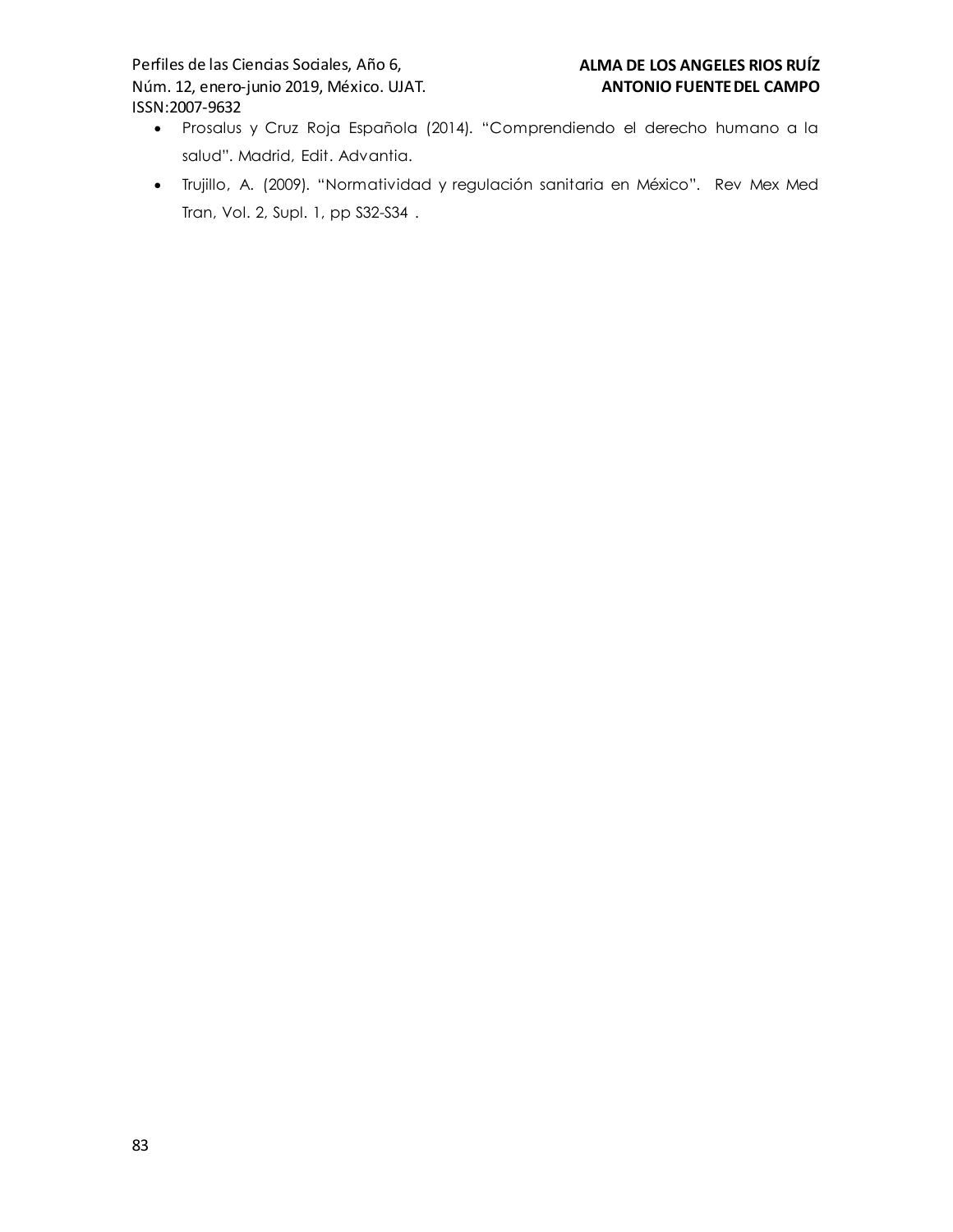- Prosalus y Cruz Roja Española (2014). "Comprendiendo el derecho humano a la salud". Madrid, Edit. Advantia.
- Trujillo, A. (2009). "Normatividad y regulación sanitaria en México". Rev Mex Med Tran, Vol. 2, Supl. 1, pp S32-S34 .